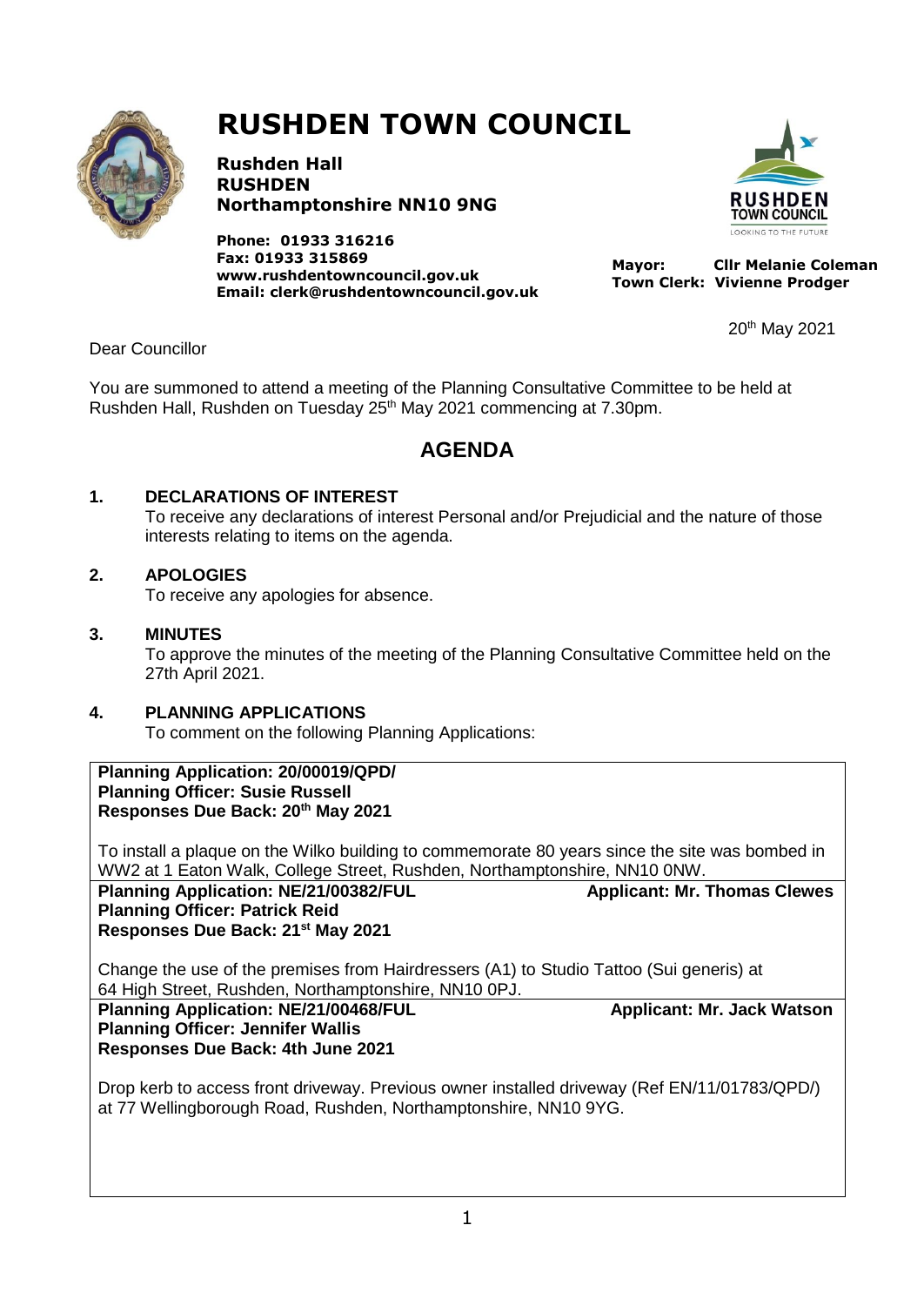# RUSHDEN TOWN COUNCIL

**Rushden Hall**
**RUSHDEN**
**Northamptonshire NN10 9NG**

**Phone: 01933 316216**
**Fax: 01933 315869**
**www.rushdentowncouncil.gov.uk**
**Email: clerk@rushdentowncouncil.gov.uk**

**Mayor: Cllr Melanie Coleman**
**Town Clerk: Vivienne Prodger**

20th May 2021

Dear Councillor

You are summoned to attend a meeting of the Planning Consultative Committee to be held at Rushden Hall, Rushden on Tuesday 25th May 2021 commencing at 7.30pm.

## AGENDA

**1. DECLARATIONS OF INTEREST**

To receive any declarations of interest Personal and/or Prejudicial and the nature of those interests relating to items on the agenda.

**2. APOLOGIES**

To receive any apologies for absence.

**3. MINUTES**

To approve the minutes of the meeting of the Planning Consultative Committee held on the 27th April 2021.

**4. PLANNING APPLICATIONS**

To comment on the following Planning Applications:

**Planning Application: 20/00019/QPD/**
**Planning Officer: Susie Russell**
**Responses Due Back: 20th May 2021**

To install a plaque on the Wilko building to commemorate 80 years since the site was bombed in WW2 at 1 Eaton Walk, College Street, Rushden, Northamptonshire, NN10 0NW.

**Planning Application: NE/21/00382/FUL** — **Applicant: Mr. Thomas Clewes**
**Planning Officer: Patrick Reid**
**Responses Due Back: 21st May 2021**

Change the use of the premises from Hairdressers (A1) to Studio Tattoo (Sui generis) at 64 High Street, Rushden, Northamptonshire, NN10 0PJ.

**Planning Application: NE/21/00468/FUL** — **Applicant: Mr. Jack Watson**
**Planning Officer: Jennifer Wallis**
**Responses Due Back: 4th June 2021**

Drop kerb to access front driveway. Previous owner installed driveway (Ref EN/11/01783/QPD/) at 77 Wellingborough Road, Rushden, Northamptonshire, NN10 9YG.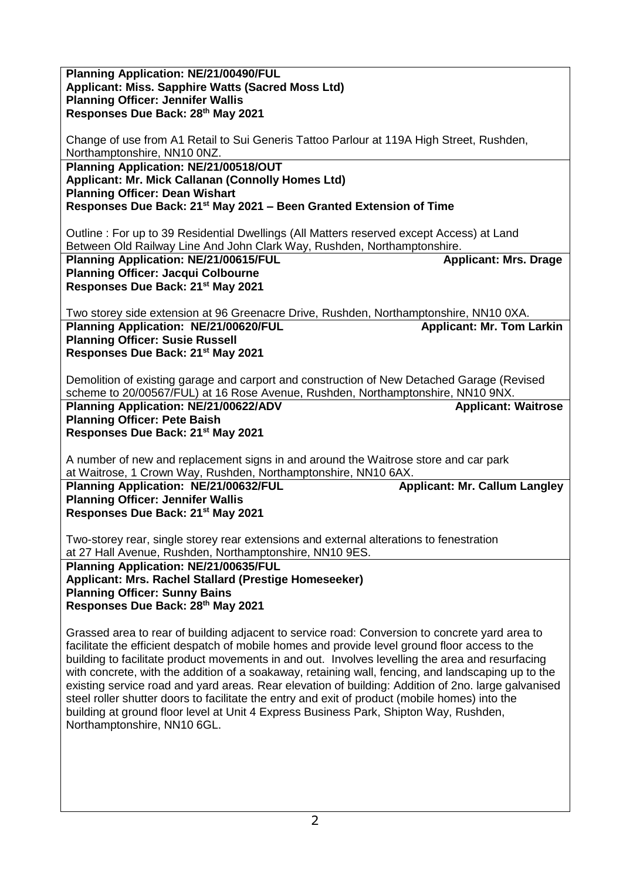**Planning Application: NE/21/00490/FUL**
**Applicant: Miss. Sapphire Watts (Sacred Moss Ltd)**
**Planning Officer: Jennifer Wallis**
**Responses Due Back: 28th May 2021**

Change of use from A1 Retail to Sui Generis Tattoo Parlour at 119A High Street, Rushden, Northamptonshire, NN10 0NZ.

---

**Planning Application: NE/21/00518/OUT**
**Applicant: Mr. Mick Callanan (Connolly Homes Ltd)**
**Planning Officer: Dean Wishart**
**Responses Due Back: 21st May 2021 – Been Granted Extension of Time**

Outline : For up to 39 Residential Dwellings (All Matters reserved except Access) at Land Between Old Railway Line And John Clark Way, Rushden, Northamptonshire.

---

**Planning Application: NE/21/00615/FUL** **Applicant: Mrs. Drage**
**Planning Officer: Jacqui Colbourne**
**Responses Due Back: 21st May 2021**

Two storey side extension at 96 Greenacre Drive, Rushden, Northamptonshire, NN10 0XA.

---

**Planning Application: NE/21/00620/FUL** **Applicant: Mr. Tom Larkin**
**Planning Officer: Susie Russell**
**Responses Due Back: 21st May 2021**

Demolition of existing garage and carport and construction of New Detached Garage (Revised scheme to 20/00567/FUL) at 16 Rose Avenue, Rushden, Northamptonshire, NN10 9NX.

---

**Planning Application: NE/21/00622/ADV** **Applicant: Waitrose**
**Planning Officer: Pete Baish**
**Responses Due Back: 21st May 2021**

A number of new and replacement signs in and around the Waitrose store and car park at Waitrose, 1 Crown Way, Rushden, Northamptonshire, NN10 6AX.

---

**Planning Application: NE/21/00632/FUL** **Applicant: Mr. Callum Langley**
**Planning Officer: Jennifer Wallis**
**Responses Due Back: 21st May 2021**

Two-storey rear, single storey rear extensions and external alterations to fenestration at 27 Hall Avenue, Rushden, Northamptonshire, NN10 9ES.

---

**Planning Application: NE/21/00635/FUL**
**Applicant: Mrs. Rachel Stallard (Prestige Homeseeker)**
**Planning Officer: Sunny Bains**
**Responses Due Back: 28th May 2021**

Grassed area to rear of building adjacent to service road: Conversion to concrete yard area to facilitate the efficient despatch of mobile homes and provide level ground floor access to the building to facilitate product movements in and out. Involves levelling the area and resurfacing with concrete, with the addition of a soakaway, retaining wall, fencing, and landscaping up to the existing service road and yard areas. Rear elevation of building: Addition of 2no. large galvanised steel roller shutter doors to facilitate the entry and exit of product (mobile homes) into the building at ground floor level at Unit 4 Express Business Park, Shipton Way, Rushden, Northamptonshire, NN10 6GL.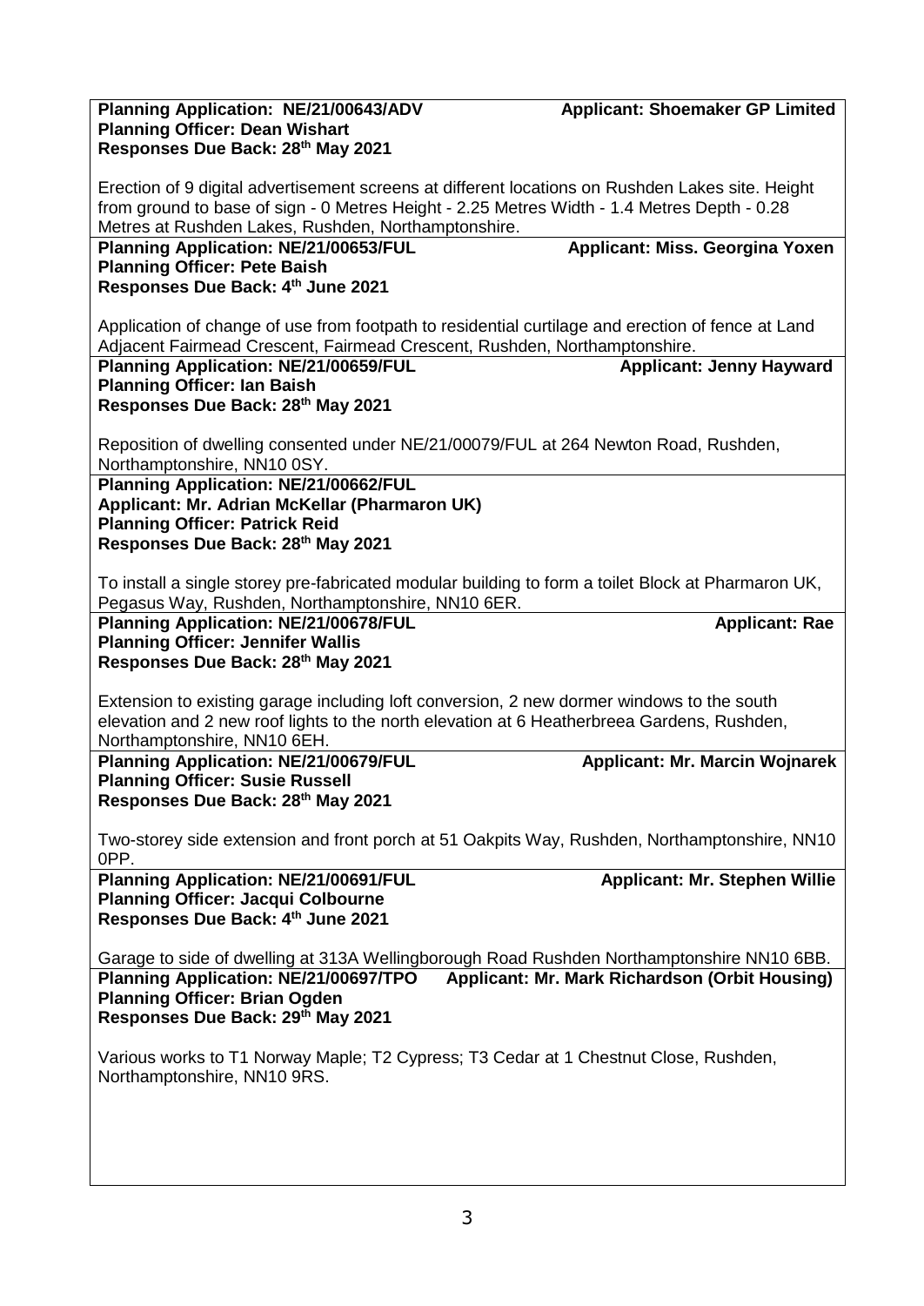**Planning Application: NE/21/00643/ADV** **Applicant: Shoemaker GP Limited**
**Planning Officer: Dean Wishart**
**Responses Due Back: 28th May 2021**

Erection of 9 digital advertisement screens at different locations on Rushden Lakes site. Height from ground to base of sign - 0 Metres Height - 2.25 Metres Width - 1.4 Metres Depth - 0.28 Metres at Rushden Lakes, Rushden, Northamptonshire.

**Planning Application: NE/21/00653/FUL** **Applicant: Miss. Georgina Yoxen**
**Planning Officer: Pete Baish**
**Responses Due Back: 4th June 2021**

Application of change of use from footpath to residential curtilage and erection of fence at Land Adjacent Fairmead Crescent, Fairmead Crescent, Rushden, Northamptonshire.

**Planning Application: NE/21/00659/FUL** **Applicant: Jenny Hayward**
**Planning Officer: Ian Baish**
**Responses Due Back: 28th May 2021**

Reposition of dwelling consented under NE/21/00079/FUL at 264 Newton Road, Rushden, Northamptonshire, NN10 0SY.

**Planning Application: NE/21/00662/FUL**
**Applicant: Mr. Adrian McKellar (Pharmaron UK)**
**Planning Officer: Patrick Reid**
**Responses Due Back: 28th May 2021**

To install a single storey pre-fabricated modular building to form a toilet Block at Pharmaron UK, Pegasus Way, Rushden, Northamptonshire, NN10 6ER.

**Planning Application: NE/21/00678/FUL** **Applicant: Rae**
**Planning Officer: Jennifer Wallis**
**Responses Due Back: 28th May 2021**

Extension to existing garage including loft conversion, 2 new dormer windows to the south elevation and 2 new roof lights to the north elevation at 6 Heatherbreea Gardens, Rushden, Northamptonshire, NN10 6EH.

**Planning Application: NE/21/00679/FUL** **Applicant: Mr. Marcin Wojnarek**
**Planning Officer: Susie Russell**
**Responses Due Back: 28th May 2021**

Two-storey side extension and front porch at 51 Oakpits Way, Rushden, Northamptonshire, NN10 0PP.

**Planning Application: NE/21/00691/FUL** **Applicant: Mr. Stephen Willie**
**Planning Officer: Jacqui Colbourne**
**Responses Due Back: 4th June 2021**

Garage to side of dwelling at 313A Wellingborough Road Rushden Northamptonshire NN10 6BB.

**Planning Application: NE/21/00697/TPO** **Applicant: Mr. Mark Richardson (Orbit Housing)**
**Planning Officer: Brian Ogden**
**Responses Due Back: 29th May 2021**

Various works to T1 Norway Maple; T2 Cypress; T3 Cedar at 1 Chestnut Close, Rushden, Northamptonshire, NN10 9RS.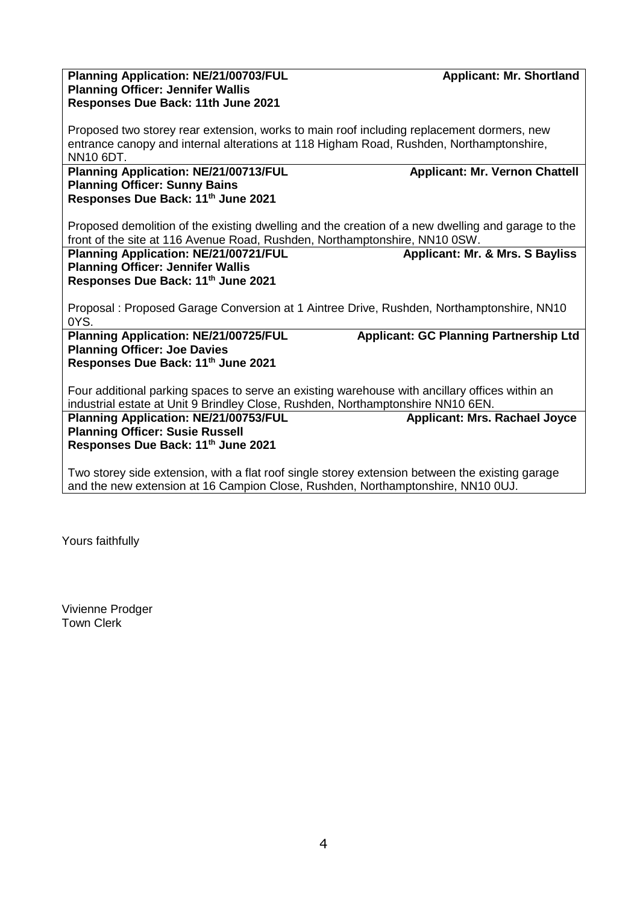**Planning Application: NE/21/00703/FUL** **Applicant: Mr. Shortland**
**Planning Officer: Jennifer Wallis**
**Responses Due Back: 11th June 2021**

Proposed two storey rear extension, works to main roof including replacement dormers, new entrance canopy and internal alterations at 118 Higham Road, Rushden, Northamptonshire, NN10 6DT.

**Planning Application: NE/21/00713/FUL** **Applicant: Mr. Vernon Chattell**
**Planning Officer: Sunny Bains**
**Responses Due Back: 11th June 2021**

Proposed demolition of the existing dwelling and the creation of a new dwelling and garage to the front of the site at 116 Avenue Road, Rushden, Northamptonshire, NN10 0SW.

**Planning Application: NE/21/00721/FUL** **Applicant: Mr. & Mrs. S Bayliss**
**Planning Officer: Jennifer Wallis**
**Responses Due Back: 11th June 2021**

Proposal : Proposed Garage Conversion at 1 Aintree Drive, Rushden, Northamptonshire, NN10 0YS.

**Planning Application: NE/21/00725/FUL** **Applicant: GC Planning Partnership Ltd**
**Planning Officer: Joe Davies**
**Responses Due Back: 11th June 2021**

Four additional parking spaces to serve an existing warehouse with ancillary offices within an industrial estate at Unit 9 Brindley Close, Rushden, Northamptonshire NN10 6EN.

**Planning Application: NE/21/00753/FUL** **Applicant: Mrs. Rachael Joyce**
**Planning Officer: Susie Russell**
**Responses Due Back: 11th June 2021**

Two storey side extension, with a flat roof single storey extension between the existing garage and the new extension at 16 Campion Close, Rushden, Northamptonshire, NN10 0UJ.

Yours faithfully

Vivienne Prodger
Town Clerk